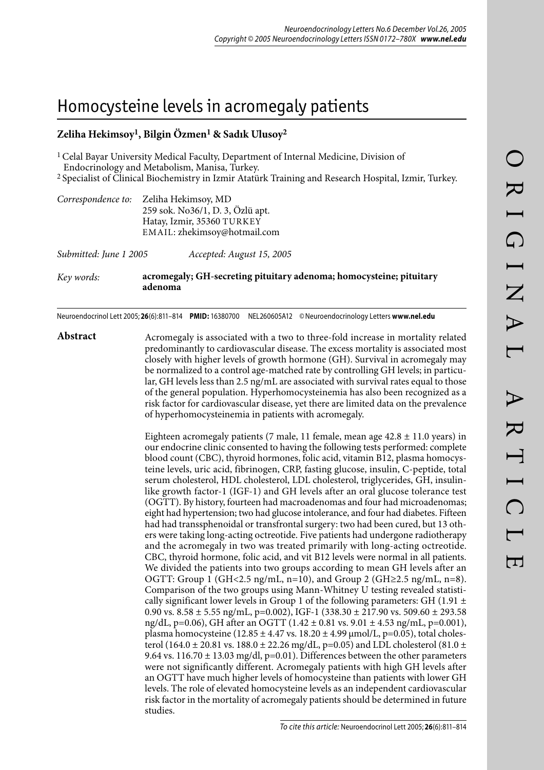# Homocysteine levels in acromegaly patients

**Zeliha Hekimsoy[1], Bilgin Özmen[1] & Sadık Ulusoy[2]**

[1] Celal Bayar University Medical Faculty, Department of Internal Medicine, Division of Endocrinology and Metabolism, Manisa, Turkey.
[2] Specialist of Clinical Biochemistry in Izmir Atatürk Training and Research Hospital, Izmir, Turkey.

*Correspondence to:* Zeliha Hekimsoy, MD
259 sok. No36/1, D. 3, Özlü apt.
Hatay, Izmir, 35360 TURKEY
EMAIL: zhekimsoy@hotmail.com

*Submitted: June 1 2005* *Accepted: August 15, 2005*

*Key words:* **acromegaly; GH-secreting pituitary adenoma; homocysteine; pituitary adenoma**

Neuroendocrinol Lett 2005; **26**(6):811–814 **PMID:** 16380700 NEL260605A12 © Neuroendocrinology Letters **www.nel.edu**

**Abstract**

Acromegaly is associated with a two to three-fold increase in mortality related predominantly to cardiovascular disease. The excess mortality is associated most closely with higher levels of growth hormone (GH). Survival in acromegaly may be normalized to a control age-matched rate by controlling GH levels; in particular, GH levels less than 2.5 ng/mL are associated with survival rates equal to those of the general population. Hyperhomocysteinemia has also been recognized as a risk factor for cardiovascular disease, yet there are limited data on the prevalence of hyperhomocysteinemia in patients with acromegaly.

Eighteen acromegaly patients (7 male, 11 female, mean age 42.8 ± 11.0 years) in our endocrine clinic consented to having the following tests performed: complete blood count (CBC), thyroid hormones, folic acid, vitamin B12, plasma homocysteine levels, uric acid, fibrinogen, CRP, fasting glucose, insulin, C-peptide, total serum cholesterol, HDL cholesterol, LDL cholesterol, triglycerides, GH, insulin-like growth factor-1 (IGF-1) and GH levels after an oral glucose tolerance test (OGTT). By history, fourteen had macroadenomas and four had microadenomas; eight had hypertension; two had glucose intolerance, and four had diabetes. Fifteen had had transsphenoidal or transfrontal surgery: two had been cured, but 13 others were taking long-acting octreotide. Five patients had undergone radiotherapy and the acromegaly in two was treated primarily with long-acting octreotide. CBC, thyroid hormone, folic acid, and vit B12 levels were normal in all patients. We divided the patients into two groups according to mean GH levels after an OGTT: Group 1 (GH<2.5 ng/mL, n=10), and Group 2 (GH≥2.5 ng/mL, n=8). Comparison of the two groups using Mann-Whitney U testing revealed statistically significant lower levels in Group 1 of the following parameters: GH (1.91 ± 0.90 vs. 8.58 ± 5.55 ng/mL, p=0.002), IGF-1 (338.30 ± 217.90 vs. 509.60 ± 293.58 ng/dL, p=0.06), GH after an OGTT (1.42 ± 0.81 vs. 9.01 ± 4.53 ng/mL, p=0.001), plasma homocysteine (12.85 ± 4.47 vs. 18.20 ± 4.99 μmol/L, p=0.05), total cholesterol (164.0 ± 20.81 vs. 188.0 ± 22.26 mg/dL, p=0.05) and LDL cholesterol (81.0 ± 9.64 vs. 116.70 ± 13.03 mg/dl, p=0.01). Differences between the other parameters were not significantly different. Acromegaly patients with high GH levels after an OGTT have much higher levels of homocysteine than patients with lower GH levels. The role of elevated homocysteine levels as an independent cardiovascular risk factor in the mortality of acromegaly patients should be determined in future studies.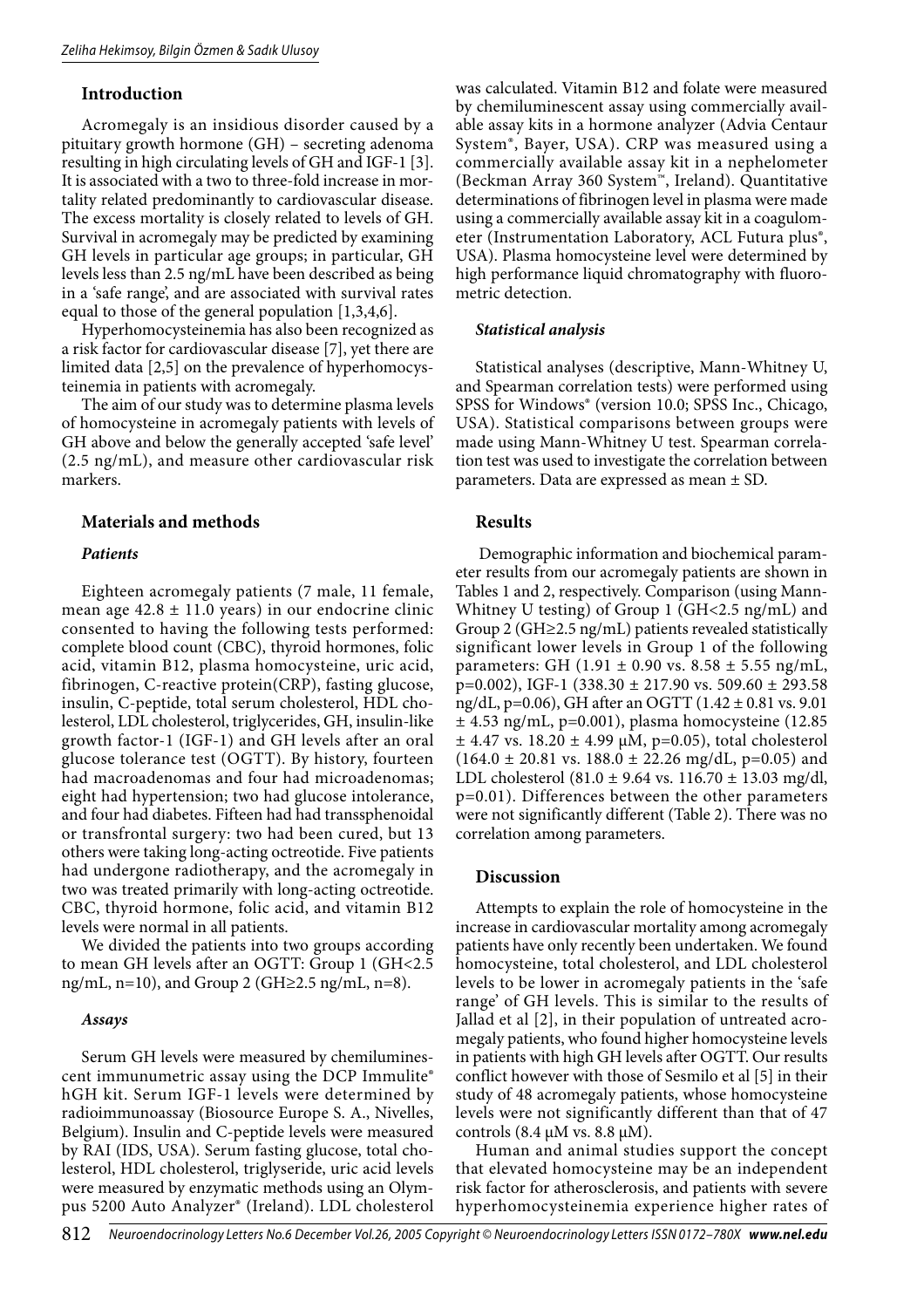## Introduction

Acromegaly is an insidious disorder caused by a pituitary growth hormone (GH) – secreting adenoma resulting in high circulating levels of GH and IGF-1 [3]. It is associated with a two to three-fold increase in mortality related predominantly to cardiovascular disease. The excess mortality is closely related to levels of GH. Survival in acromegaly may be predicted by examining GH levels in particular age groups; in particular, GH levels less than 2.5 ng/mL have been described as being in a 'safe range', and are associated with survival rates equal to those of the general population [1,3,4,6].

Hyperhomocysteinemia has also been recognized as a risk factor for cardiovascular disease [7], yet there are limited data [2,5] on the prevalence of hyperhomocysteinemia in patients with acromegaly.

The aim of our study was to determine plasma levels of homocysteine in acromegaly patients with levels of GH above and below the generally accepted 'safe level' (2.5 ng/mL), and measure other cardiovascular risk markers.

## Materials and methods

### *Patients*

Eighteen acromegaly patients (7 male, 11 female, mean age 42.8 ± 11.0 years) in our endocrine clinic consented to having the following tests performed: complete blood count (CBC), thyroid hormones, folic acid, vitamin B12, plasma homocysteine, uric acid, fibrinogen, C-reactive protein(CRP), fasting glucose, insulin, C-peptide, total serum cholesterol, HDL cholesterol, LDL cholesterol, triglycerides, GH, insulin-like growth factor-1 (IGF-1) and GH levels after an oral glucose tolerance test (OGTT). By history, fourteen had macroadenomas and four had microadenomas; eight had hypertension; two had glucose intolerance, and four had diabetes. Fifteen had had transsphenoidal or transfrontal surgery: two had been cured, but 13 others were taking long-acting octreotide. Five patients had undergone radiotherapy, and the acromegaly in two was treated primarily with long-acting octreotide. CBC, thyroid hormone, folic acid, and vitamin B12 levels were normal in all patients.

We divided the patients into two groups according to mean GH levels after an OGTT: Group 1 (GH<2.5 ng/mL, n=10), and Group 2 (GH≥2.5 ng/mL, n=8).

### *Assays*

Serum GH levels were measured by chemiluminescent immunumetric assay using the DCP Immulite® hGH kit. Serum IGF-1 levels were determined by radioimmunoassay (Biosource Europe S. A., Nivelles, Belgium). Insulin and C-peptide levels were measured by RAI (IDS, USA). Serum fasting glucose, total cholesterol, HDL cholesterol, triglyseride, uric acid levels were measured by enzymatic methods using an Olympus 5200 Auto Analyzer® (Ireland). LDL cholesterol was calculated. Vitamin B12 and folate were measured by chemiluminescent assay using commercially available assay kits in a hormone analyzer (Advia Centaur System®, Bayer, USA). CRP was measured using a commercially available assay kit in a nephelometer (Beckman Array 360 System™, Ireland). Quantitative determinations of fibrinogen level in plasma were made using a commercially available assay kit in a coagulometer (Instrumentation Laboratory, ACL Futura plus®, USA). Plasma homocysteine level were determined by high performance liquid chromatography with fluorometric detection.

### *Statistical analysis*

Statistical analyses (descriptive, Mann-Whitney U, and Spearman correlation tests) were performed using SPSS for Windows® (version 10.0; SPSS Inc., Chicago, USA). Statistical comparisons between groups were made using Mann-Whitney U test. Spearman correlation test was used to investigate the correlation between parameters. Data are expressed as mean ± SD.

## Results

Demographic information and biochemical parameter results from our acromegaly patients are shown in Tables 1 and 2, respectively. Comparison (using Mann-Whitney U testing) of Group 1 (GH<2.5 ng/mL) and Group 2 (GH≥2.5 ng/mL) patients revealed statistically significant lower levels in Group 1 of the following parameters: GH (1.91 ± 0.90 vs. 8.58 ± 5.55 ng/mL, p=0.002), IGF-1 (338.30 ± 217.90 vs. 509.60 ± 293.58 ng/dL, p=0.06), GH after an OGTT (1.42 ± 0.81 vs. 9.01 ± 4.53 ng/mL, p=0.001), plasma homocysteine (12.85 ± 4.47 vs. 18.20 ± 4.99 µM, p=0.05), total cholesterol (164.0 ± 20.81 vs. 188.0 ± 22.26 mg/dL, p=0.05) and LDL cholesterol (81.0 ± 9.64 vs. 116.70 ± 13.03 mg/dl, p=0.01). Differences between the other parameters were not significantly different (Table 2). There was no correlation among parameters.

## Discussion

Attempts to explain the role of homocysteine in the increase in cardiovascular mortality among acromegaly patients have only recently been undertaken. We found homocysteine, total cholesterol, and LDL cholesterol levels to be lower in acromegaly patients in the 'safe range' of GH levels. This is similar to the results of Jallad et al [2], in their population of untreated acromegaly patients, who found higher homocysteine levels in patients with high GH levels after OGTT. Our results conflict however with those of Sesmilo et al [5] in their study of 48 acromegaly patients, whose homocysteine levels were not significantly different than that of 47 controls (8.4 µM vs. 8.8 µM).

Human and animal studies support the concept that elevated homocysteine may be an independent risk factor for atherosclerosis, and patients with severe hyperhomocysteinemia experience higher rates of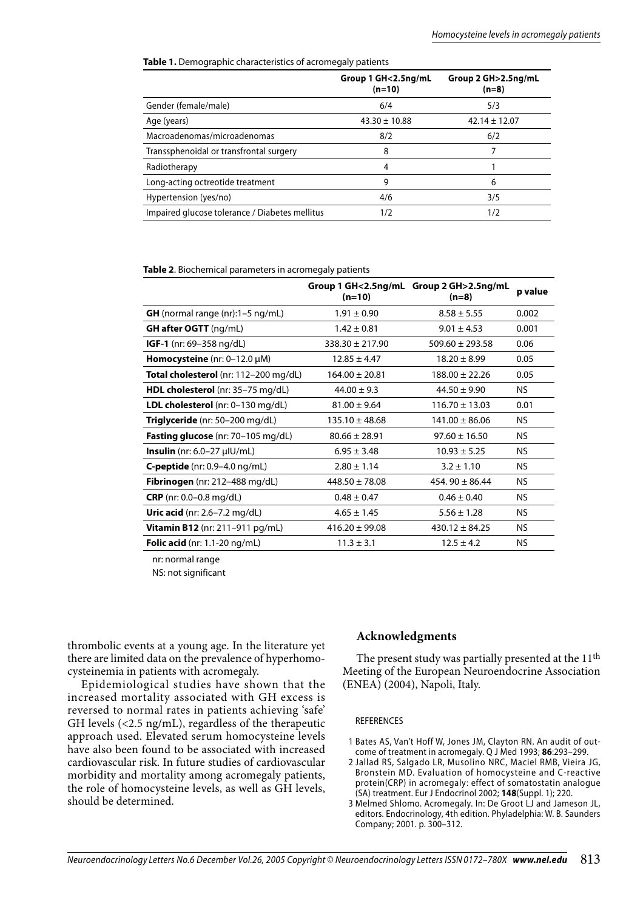**Table 1.** Demographic characteristics of acromegaly patients

| | Group 1 GH<2.5ng/mL (n=10) | Group 2 GH>2.5ng/mL (n=8) |
|---|---|---|
| Gender (female/male) | 6/4 | 5/3 |
| Age (years) | 43.30 ± 10.88 | 42.14 ± 12.07 |
| Macroadenomas/microadenomas | 8/2 | 6/2 |
| Transsphenoidal or transfrontal surgery | 8 | 7 |
| Radiotherapy | 4 | 1 |
| Long-acting octreotide treatment | 9 | 6 |
| Hypertension (yes/no) | 4/6 | 3/5 |
| Impaired glucose tolerance / Diabetes mellitus | 1/2 | 1/2 |

**Table 2**. Biochemical parameters in acromegaly patients

| | Group 1 GH<2.5ng/mL (n=10) | Group 2 GH>2.5ng/mL (n=8) | p value |
|---|---|---|---|
| **GH** (normal range (nr):1–5 ng/mL) | 1.91 ± 0.90 | 8.58 ± 5.55 | 0.002 |
| **GH after OGTT** (ng/mL) | 1.42 ± 0.81 | 9.01 ± 4.53 | 0.001 |
| **IGF-1** (nr: 69–358 ng/dL) | 338.30 ± 217.90 | 509.60 ± 293.58 | 0.06 |
| **Homocysteine** (nr: 0–12.0 μM) | 12.85 ± 4.47 | 18.20 ± 8.99 | 0.05 |
| **Total cholesterol** (nr: 112–200 mg/dL) | 164.00 ± 20.81 | 188.00 ± 22.26 | 0.05 |
| **HDL cholesterol** (nr: 35–75 mg/dL) | 44.00 ± 9.3 | 44.50 ± 9.90 | NS |
| **LDL cholesterol** (nr: 0–130 mg/dL) | 81.00 ± 9.64 | 116.70 ± 13.03 | 0.01 |
| **Triglyceride** (nr: 50–200 mg/dL) | 135.10 ± 48.68 | 141.00 ± 86.06 | NS |
| **Fasting glucose** (nr: 70–105 mg/dL) | 80.66 ± 28.91 | 97.60 ± 16.50 | NS |
| **Insulin** (nr: 6.0–27 μIU/mL) | 6.95 ± 3.48 | 10.93 ± 5.25 | NS |
| **C-peptide** (nr: 0.9–4.0 ng/mL) | 2.80 ± 1.14 | 3.2 ± 1.10 | NS |
| **Fibrinogen** (nr: 212–488 mg/dL) | 448.50 ± 78.08 | 454. 90 ± 86.44 | NS |
| **CRP** (nr: 0.0–0.8 mg/dL) | 0.48 ± 0.47 | 0.46 ± 0.40 | NS |
| **Uric acid** (nr: 2.6–7.2 mg/dL) | 4.65 ± 1.45 | 5.56 ± 1.28 | NS |
| **Vitamin B12** (nr: 211–911 pg/mL) | 416.20 ± 99.08 | 430.12 ± 84.25 | NS |
| **Folic acid** (nr: 1.1-20 ng/mL) | 11.3 ± 3.1 | 12.5 ± 4.2 | NS |

nr: normal range

NS: not significant

thrombolic events at a young age. In the literature yet there are limited data on the prevalence of hyperhomocysteinemia in patients with acromegaly.

Epidemiological studies have shown that the increased mortality associated with GH excess is reversed to normal rates in patients achieving 'safe' GH levels (<2.5 ng/mL), regardless of the therapeutic approach used. Elevated serum homocysteine levels have also been found to be associated with increased cardiovascular risk. In future studies of cardiovascular morbidity and mortality among acromegaly patients, the role of homocysteine levels, as well as GH levels, should be determined.

## Acknowledgments

The present study was partially presented at the 11th Meeting of the European Neuroendocrine Association (ENEA) (2004), Napoli, Italy.

REFERENCES

1 Bates AS, Van't Hoff W, Jones JM, Clayton RN. An audit of outcome of treatment in acromegaly. Q J Med 1993; **86**:293–299.

2 Jallad RS, Salgado LR, Musolino NRC, Maciel RMB, Vieira JG, Bronstein MD. Evaluation of homocysteine and C-reactive protein(CRP) in acromegaly: effect of somatostatin analogue (SA) treatment. Eur J Endocrinol 2002; **148**(Suppl. 1); 220.

3 Melmed Shlomo. Acromegaly. In: De Groot LJ and Jameson JL, editors. Endocrinology, 4th edition. Phyladelphia: W. B. Saunders Company; 2001. p. 300–312.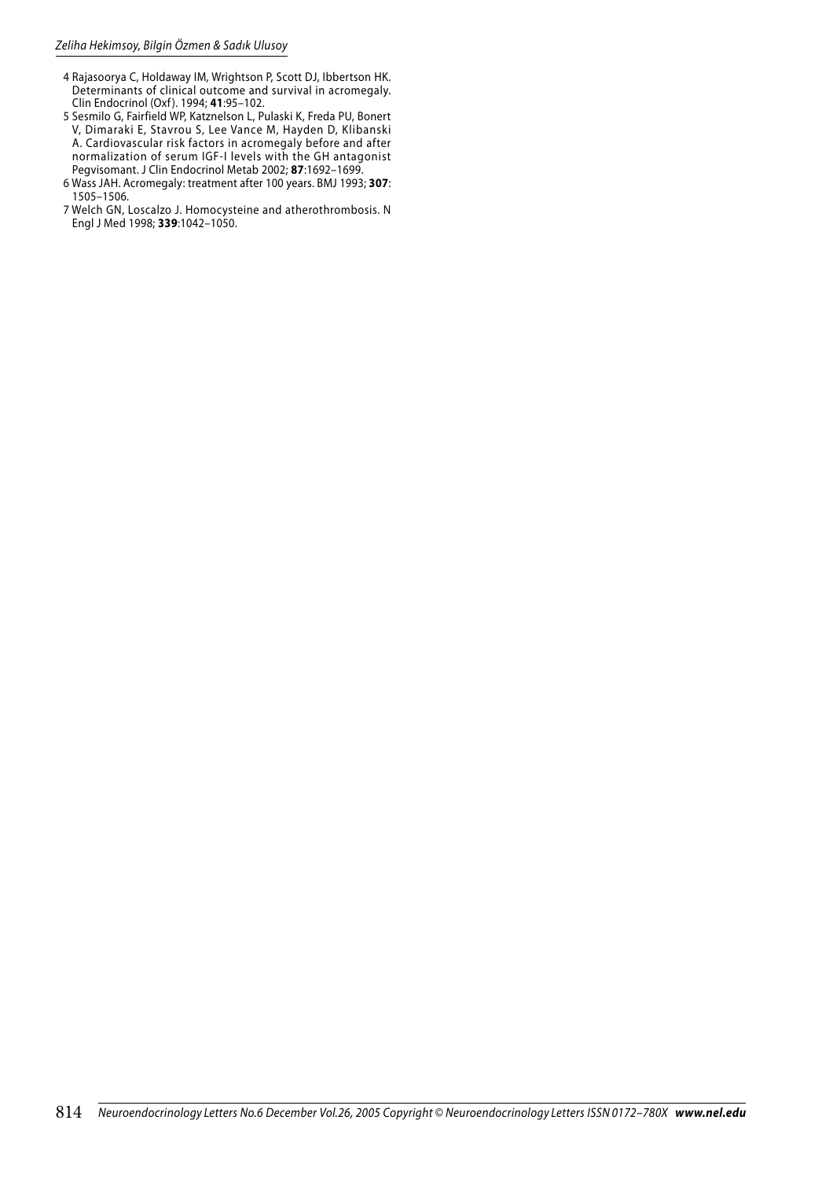4 Rajasoorya C, Holdaway IM, Wrightson P, Scott DJ, Ibbertson HK. Determinants of clinical outcome and survival in acromegaly. Clin Endocrinol (Oxf). 1994; **41**:95–102.

5 Sesmilo G, Fairfield WP, Katznelson L, Pulaski K, Freda PU, Bonert V, Dimaraki E, Stavrou S, Lee Vance M, Hayden D, Klibanski A. Cardiovascular risk factors in acromegaly before and after normalization of serum IGF-I levels with the GH antagonist Pegvisomant. J Clin Endocrinol Metab 2002; **87**:1692–1699.

6 Wass JAH. Acromegaly: treatment after 100 years. BMJ 1993; **307**: 1505–1506.

7 Welch GN, Loscalzo J. Homocysteine and atherothrombosis. N Engl J Med 1998; **339**:1042–1050.